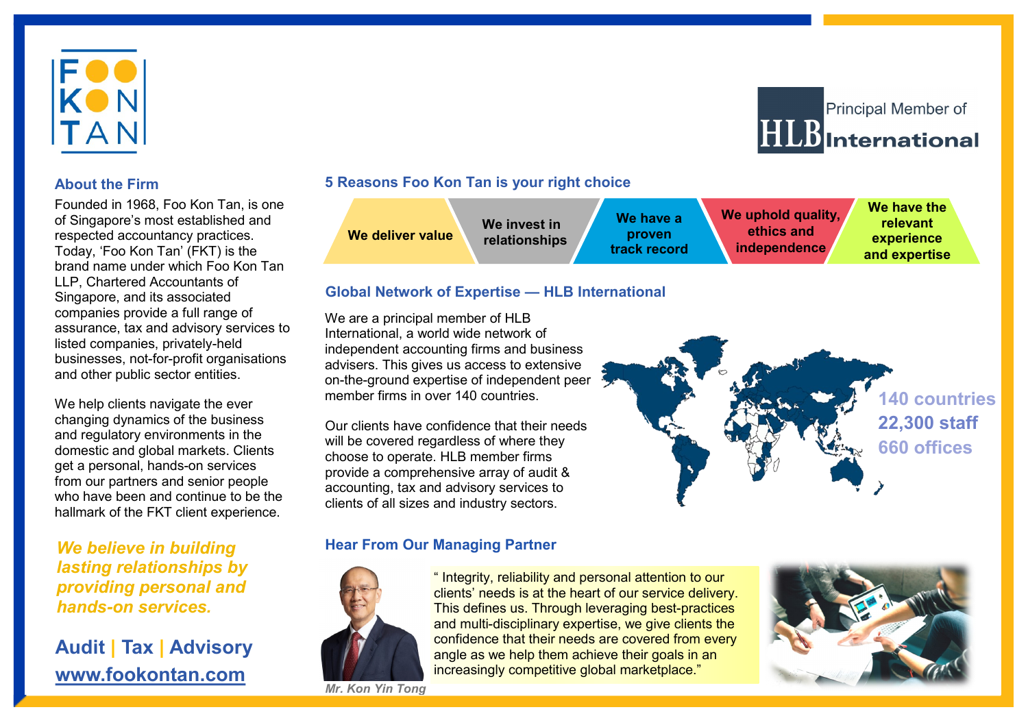FOO KON TAN

Principal Member of HLB International

## About the Firm

Founded in 1968, Foo Kon Tan, is one of Singapore's most established and respected accountancy practices. Today, 'Foo Kon Tan' (FKT) is the brand name under which Foo Kon Tan LLP, Chartered Accountants of Singapore, and its associated companies provide a full range of assurance, tax and advisory services to listed companies, privately-held businesses, not-for-profit organisations and other public sector entities.

We help clients navigate the ever changing dynamics of the business and regulatory environments in the domestic and global markets. Clients get a personal, hands-on services from our partners and senior people who have been and continue to be the hallmark of the FKT client experience.

***We believe in building lasting relationships by providing personal and hands-on services.***

**Audit | Tax | Advisory**

**www.fookontan.com**

## 5 Reasons Foo Kon Tan is your right choice

- **We deliver value**
- **We invest in relationships**
- **We have a proven track record**
- **We uphold quality, ethics and independence**
- **We have the relevant experience and expertise**

## Global Network of Expertise — HLB International

We are a principal member of HLB International, a world wide network of independent accounting firms and business advisers. This gives us access to extensive on-the-ground expertise of independent peer member firms in over 140 countries.

Our clients have confidence that their needs will be covered regardless of where they choose to operate. HLB member firms provide a comprehensive array of audit & accounting, tax and advisory services to clients of all sizes and industry sectors.

**140 countries**
**22,300 staff**
**660 offices**

## Hear From Our Managing Partner

" Integrity, reliability and personal attention to our clients' needs is at the heart of our service delivery. This defines us. Through leveraging best-practices and multi-disciplinary expertise, we give clients the confidence that their needs are covered from every angle as we help them achieve their goals in an increasingly competitive global marketplace."

*Mr. Kon Yin Tong*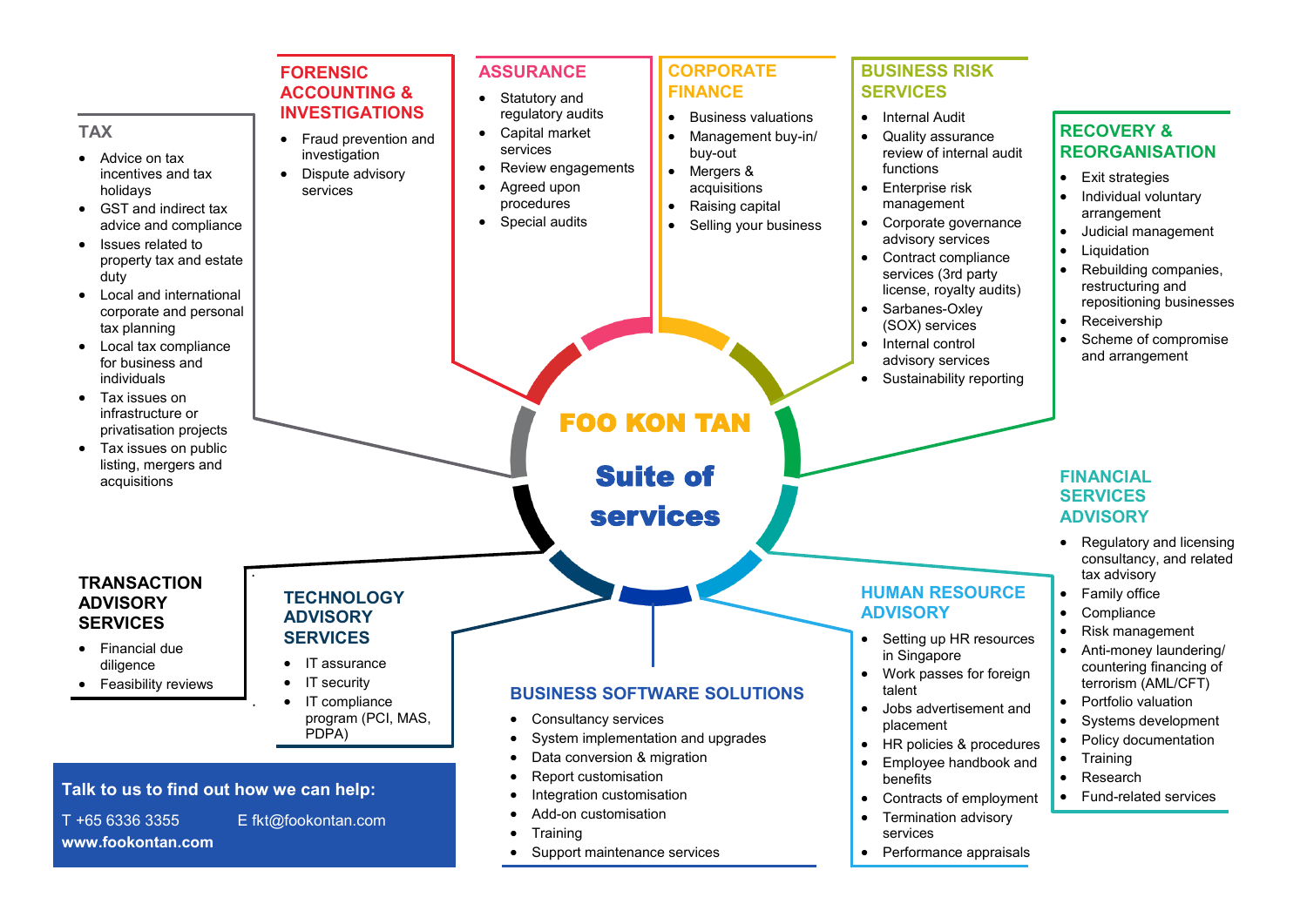# FOO KON TAN

## Suite of services

### TAX

- Advice on tax incentives and tax holidays
- GST and indirect tax advice and compliance
- Issues related to property tax and estate duty
- Local and international corporate and personal tax planning
- Local tax compliance for business and individuals
- Tax issues on infrastructure or privatisation projects
- Tax issues on public listing, mergers and acquisitions

### FORENSIC ACCOUNTING & INVESTIGATIONS

- Fraud prevention and investigation
- Dispute advisory services

### ASSURANCE

- Statutory and regulatory audits
- Capital market services
- Review engagements
- Agreed upon procedures
- Special audits

### CORPORATE FINANCE

- Business valuations
- Management buy-in/ buy-out
- Mergers & acquisitions
- Raising capital
- Selling your business

### BUSINESS RISK SERVICES

- Internal Audit
- Quality assurance review of internal audit functions
- Enterprise risk management
- Corporate governance advisory services
- Contract compliance services (3rd party license, royalty audits)
- Sarbanes-Oxley (SOX) services
- Internal control advisory services
- Sustainability reporting

### RECOVERY & REORGANISATION

- Exit strategies
- Individual voluntary arrangement
- Judicial management
- Liquidation
- Rebuilding companies, restructuring and repositioning businesses
- Receivership
- Scheme of compromise and arrangement

### FINANCIAL SERVICES ADVISORY

- Regulatory and licensing consultancy, and related tax advisory
- Family office
- Compliance
- Risk management
- Anti-money laundering/ countering financing of terrorism (AML/CFT)
- Portfolio valuation
- Systems development
- Policy documentation
- Training
- Research
- Fund-related services

### HUMAN RESOURCE ADVISORY

- Setting up HR resources in Singapore
- Work passes for foreign talent
- Jobs advertisement and placement
- HR policies & procedures
- Employee handbook and benefits
- Contracts of employment
- Termination advisory services
- Performance appraisals

### BUSINESS SOFTWARE SOLUTIONS

- Consultancy services
- System implementation and upgrades
- Data conversion & migration
- Report customisation
- Integration customisation
- Add-on customisation
- Training
- Support maintenance services

### TECHNOLOGY ADVISORY SERVICES

- IT assurance
- IT security
- IT compliance program (PCI, MAS, PDPA)

### TRANSACTION ADVISORY SERVICES

- Financial due diligence
- Feasibility reviews

**Talk to us to find out how we can help:**

T +65 6336 3355 E fkt@fookontan.com

**www.fookontan.com**